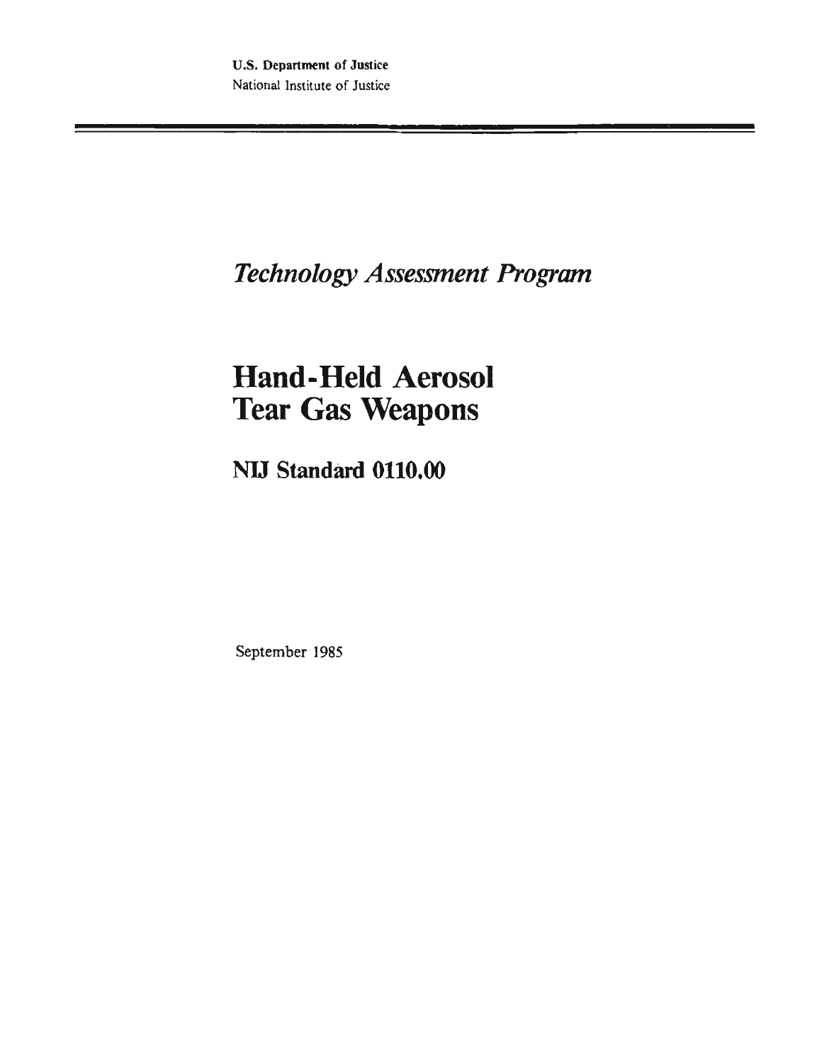**U.S. Department of Justice**
National Institute of Justice

*Technology Assessment Program*

# Hand-Held Aerosol Tear Gas Weapons

## NIJ Standard 0110.00

September 1985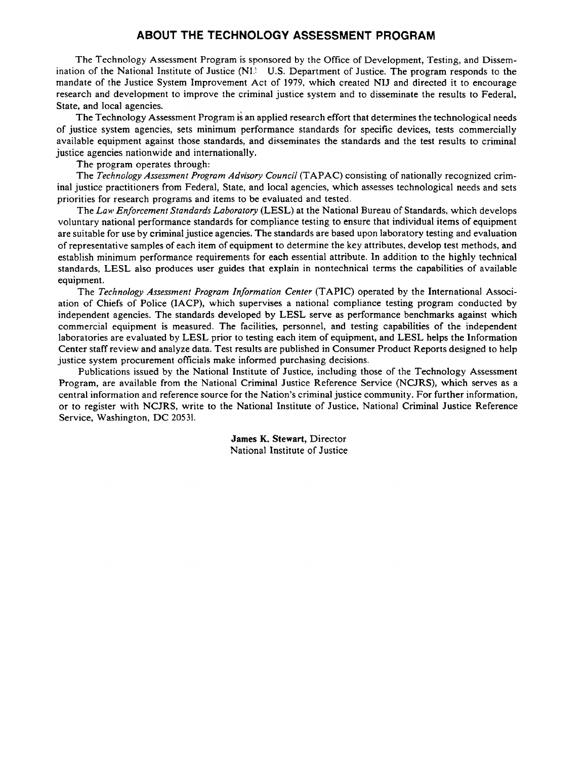## ABOUT THE TECHNOLOGY ASSESSMENT PROGRAM

The Technology Assessment Program is sponsored by the Office of Development, Testing, and Dissemination of the National Institute of Justice (NIJ), U.S. Department of Justice. The program responds to the mandate of the Justice System Improvement Act of 1979, which created NIJ and directed it to encourage research and development to improve the criminal justice system and to disseminate the results to Federal, State, and local agencies.

The Technology Assessment Program is an applied research effort that determines the technological needs of justice system agencies, sets minimum performance standards for specific devices, tests commercially available equipment against those standards, and disseminates the standards and the test results to criminal justice agencies nationwide and internationally.

The program operates through:

The *Technology Assessment Program Advisory Council* (TAPAC) consisting of nationally recognized criminal justice practitioners from Federal, State, and local agencies, which assesses technological needs and sets priorities for research programs and items to be evaluated and tested.

The *Law Enforcement Standards Laboratory* (LESL) at the National Bureau of Standards, which develops voluntary national performance standards for compliance testing to ensure that individual items of equipment are suitable for use by criminal justice agencies. The standards are based upon laboratory testing and evaluation of representative samples of each item of equipment to determine the key attributes, develop test methods, and establish minimum performance requirements for each essential attribute. In addition to the highly technical standards, LESL also produces user guides that explain in nontechnical terms the capabilities of available equipment.

The *Technology Assessment Program Information Center* (TAPIC) operated by the International Association of Chiefs of Police (IACP), which supervises a national compliance testing program conducted by independent agencies. The standards developed by LESL serve as performance benchmarks against which commercial equipment is measured. The facilities, personnel, and testing capabilities of the independent laboratories are evaluated by LESL prior to testing each item of equipment, and LESL helps the Information Center staff review and analyze data. Test results are published in Consumer Product Reports designed to help justice system procurement officials make informed purchasing decisions.

Publications issued by the National Institute of Justice, including those of the Technology Assessment Program, are available from the National Criminal Justice Reference Service (NCJRS), which serves as a central information and reference source for the Nation's criminal justice community. For further information, or to register with NCJRS, write to the National Institute of Justice, National Criminal Justice Reference Service, Washington, DC 20531.

**James K. Stewart**, Director
National Institute of Justice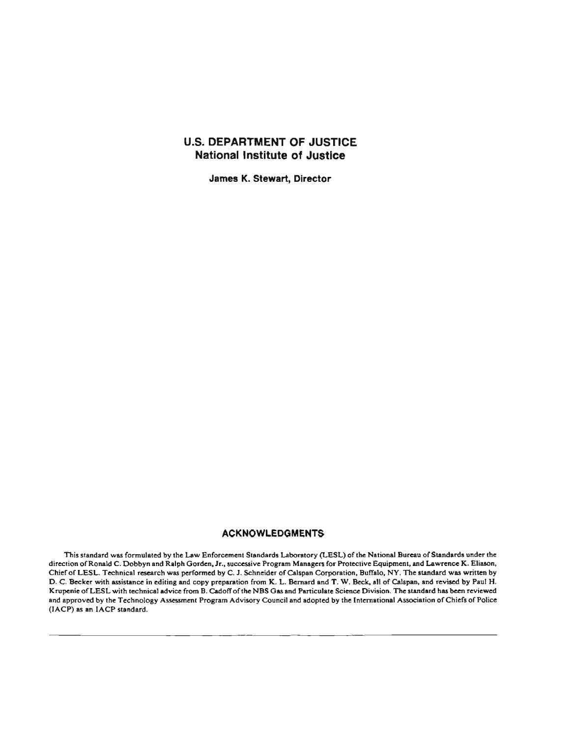## U.S. DEPARTMENT OF JUSTICE
## National Institute of Justice

**James K. Stewart, Director**

## ACKNOWLEDGMENTS

This standard was formulated by the Law Enforcement Standards Laboratory (LESL) of the National Bureau of Standards under the direction of Ronald C. Dobbyn and Ralph Gorden, Jr., successive Program Managers for Protective Equipment, and Lawrence K. Eliason, Chief of LESL. Technical research was performed by C. J. Schneider of Calspan Corporation, Buffalo, NY. The standard was written by D. C. Becker with assistance in editing and copy preparation from K. L. Bernard and T. W. Beck, all of Calspan, and revised by Paul H. Krupenie of LESL with technical advice from B. Cadoff of the NBS Gas and Particulate Science Division. The standard has been reviewed and approved by the Technology Assessment Program Advisory Council and adopted by the International Association of Chiefs of Police (IACP) as an IACP standard.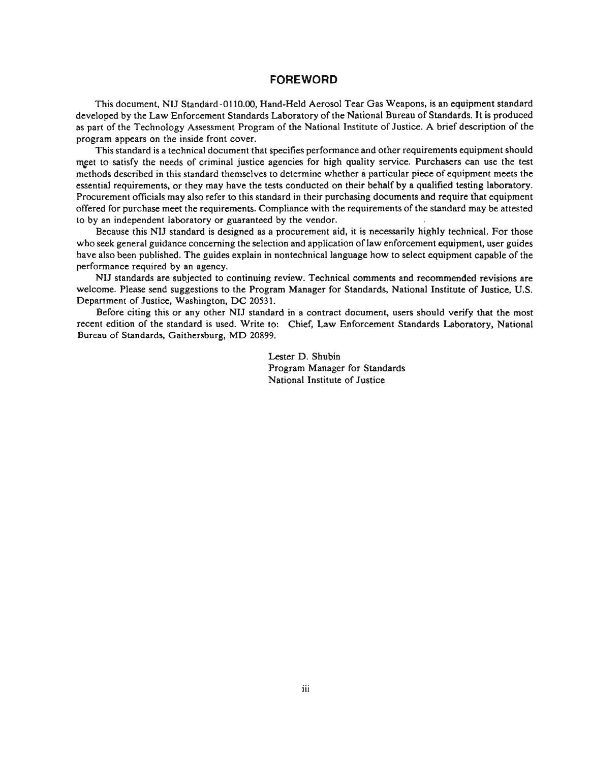## FOREWORD

This document, NIJ Standard-0110.00, Hand-Held Aerosol Tear Gas Weapons, is an equipment standard developed by the Law Enforcement Standards Laboratory of the National Bureau of Standards. It is produced as part of the Technology Assessment Program of the National Institute of Justice. A brief description of the program appears on the inside front cover.

This standard is a technical document that specifies performance and other requirements equipment should meet to satisfy the needs of criminal justice agencies for high quality service. Purchasers can use the test methods described in this standard themselves to determine whether a particular piece of equipment meets the essential requirements, or they may have the tests conducted on their behalf by a qualified testing laboratory. Procurement officials may also refer to this standard in their purchasing documents and require that equipment offered for purchase meet the requirements. Compliance with the requirements of the standard may be attested to by an independent laboratory or guaranteed by the vendor.

Because this NIJ standard is designed as a procurement aid, it is necessarily highly technical. For those who seek general guidance concerning the selection and application of law enforcement equipment, user guides have also been published. The guides explain in nontechnical language how to select equipment capable of the performance required by an agency.

NIJ standards are subjected to continuing review. Technical comments and recommended revisions are welcome. Please send suggestions to the Program Manager for Standards, National Institute of Justice, U.S. Department of Justice, Washington, DC 20531.

Before citing this or any other NIJ standard in a contract document, users should verify that the most recent edition of the standard is used. Write to: Chief, Law Enforcement Standards Laboratory, National Bureau of Standards, Gaithersburg, MD 20899.

Lester D. Shubin
Program Manager for Standards
National Institute of Justice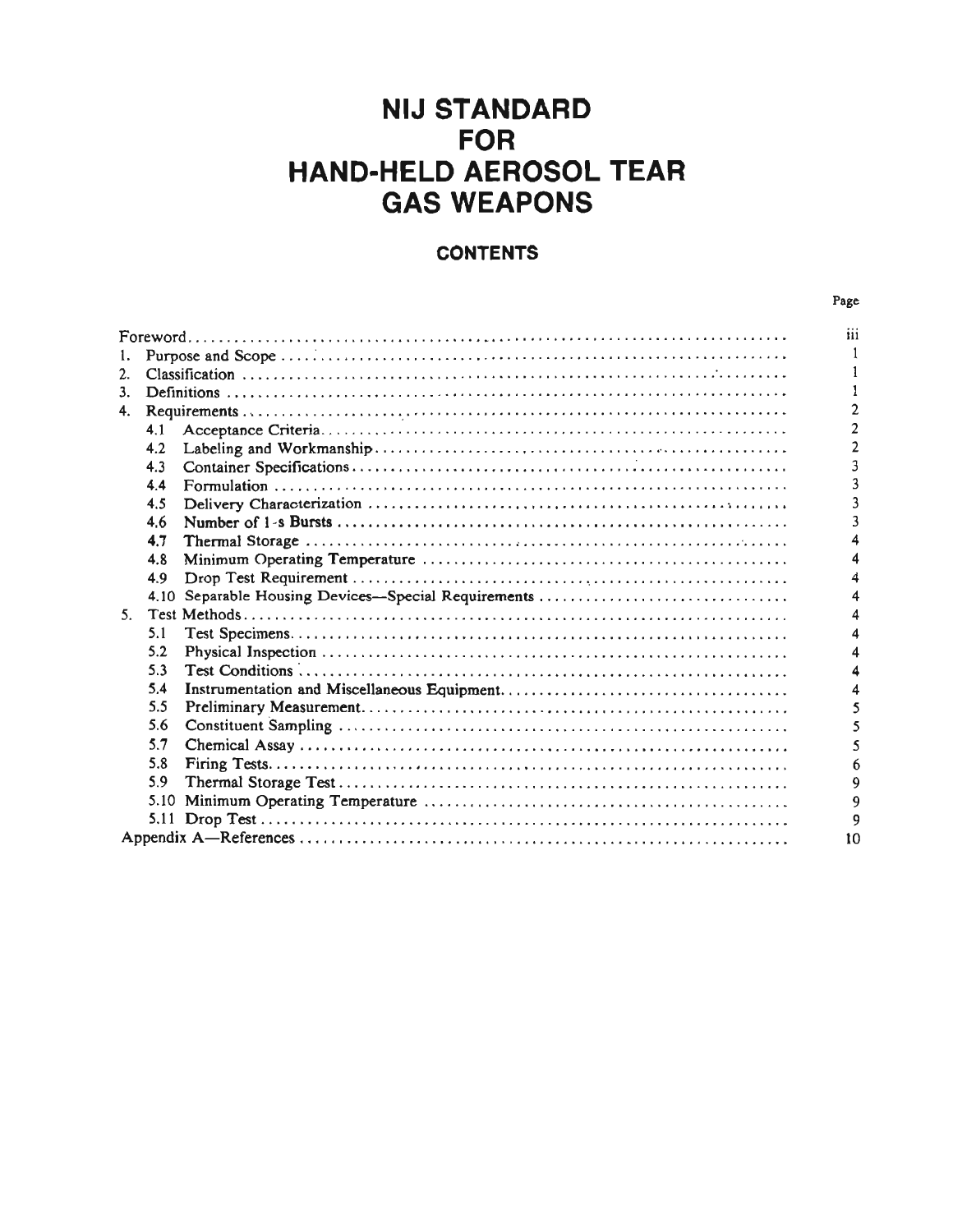# NIJ STANDARD FOR HAND-HELD AEROSOL TEAR GAS WEAPONS

## CONTENTS

| | Page |
|---|---|
| Foreword | iii |
| 1. Purpose and Scope | 1 |
| 2. Classification | 1 |
| 3. Definitions | 1 |
| 4. Requirements | 2 |
| 4.1 Acceptance Criteria | 2 |
| 4.2 Labeling and Workmanship | 2 |
| 4.3 Container Specifications | 3 |
| 4.4 Formulation | 3 |
| 4.5 Delivery Characterization | 3 |
| 4.6 Number of 1-s Bursts | 3 |
| 4.7 Thermal Storage | 4 |
| 4.8 Minimum Operating Temperature | 4 |
| 4.9 Drop Test Requirement | 4 |
| 4.10 Separable Housing Devices—Special Requirements | 4 |
| 5. Test Methods | 4 |
| 5.1 Test Specimens | 4 |
| 5.2 Physical Inspection | 4 |
| 5.3 Test Conditions | 4 |
| 5.4 Instrumentation and Miscellaneous Equipment | 4 |
| 5.5 Preliminary Measurement | 5 |
| 5.6 Constituent Sampling | 5 |
| 5.7 Chemical Assay | 5 |
| 5.8 Firing Tests | 6 |
| 5.9 Thermal Storage Test | 9 |
| 5.10 Minimum Operating Temperature | 9 |
| 5.11 Drop Test | 9 |
| Appendix A—References | 10 |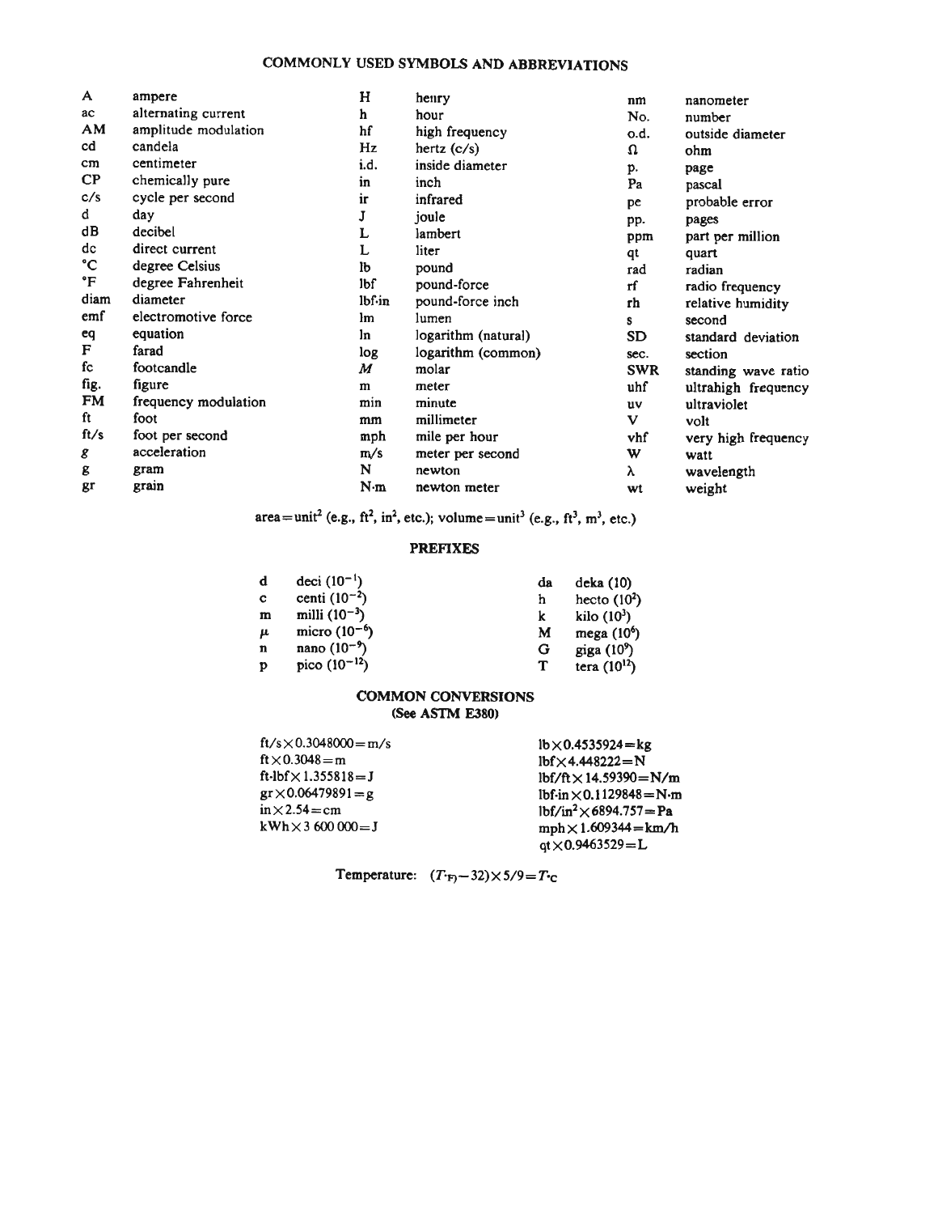## COMMONLY USED SYMBOLS AND ABBREVIATIONS

| | | | | | |
|---|---|---|---|---|---|
| A | ampere | H | henry | nm | nanometer |
| ac | alternating current | h | hour | No. | number |
| AM | amplitude modulation | hf | high frequency | o.d. | outside diameter |
| cd | candela | Hz | hertz (c/s) | Ω | ohm |
| cm | centimeter | i.d. | inside diameter | p. | page |
| CP | chemically pure | in | inch | Pa | pascal |
| c/s | cycle per second | ir | infrared | pe | probable error |
| d | day | J | joule | pp. | pages |
| dB | decibel | L | lambert | ppm | part per million |
| dc | direct current | L | liter | qt | quart |
| °C | degree Celsius | lb | pound | rad | radian |
| °F | degree Fahrenheit | lbf | pound-force | rf | radio frequency |
| diam | diameter | lbf·in | pound-force inch | rh | relative humidity |
| emf | electromotive force | lm | lumen | s | second |
| eq | equation | ln | logarithm (natural) | SD | standard deviation |
| F | farad | log | logarithm (common) | sec. | section |
| fc | footcandle | *M* | molar | SWR | standing wave ratio |
| fig. | figure | m | meter | uhf | ultrahigh frequency |
| FM | frequency modulation | min | minute | uv | ultraviolet |
| ft | foot | mm | millimeter | V | volt |
| ft/s | foot per second | mph | mile per hour | vhf | very high frequency |
| *g* | acceleration | m/s | meter per second | W | watt |
| g | gram | N | newton | λ | wavelength |
| gr | grain | N·m | newton meter | wt | weight |

area = unit$^2$ (e.g., ft$^2$, in$^2$, etc.); volume = unit$^3$ (e.g., ft$^3$, m$^3$, etc.)

## PREFIXES

| | | | |
|---|---|---|---|
| d | deci ($10^{-1}$) | da | deka (10) |
| c | centi ($10^{-2}$) | h | hecto ($10^2$) |
| m | milli ($10^{-3}$) | k | kilo ($10^3$) |
| μ | micro ($10^{-6}$) | M | mega ($10^6$) |
| n | nano ($10^{-9}$) | G | giga ($10^9$) |
| p | pico ($10^{-12}$) | T | tera ($10^{12}$) |

## COMMON CONVERSIONS
**(See ASTM E380)**

| | |
|---|---|
| ft/s × 0.3048000 = m/s | lb × 0.4535924 = kg |
| ft × 0.3048 = m | lbf × 4.448222 = N |
| ft·lbf × 1.355818 = J | lbf/ft × 14.59390 = N/m |
| gr × 0.06479891 = g | lbf·in × 0.1129848 = N·m |
| in × 2.54 = cm | lbf/in$^2$ × 6894.757 = Pa |
| kWh × 3 600 000 = J | mph × 1.609344 = km/h |
| | qt × 0.9463529 = L |

Temperature: $(T_{°F} - 32) \times 5/9 = T_{°C}$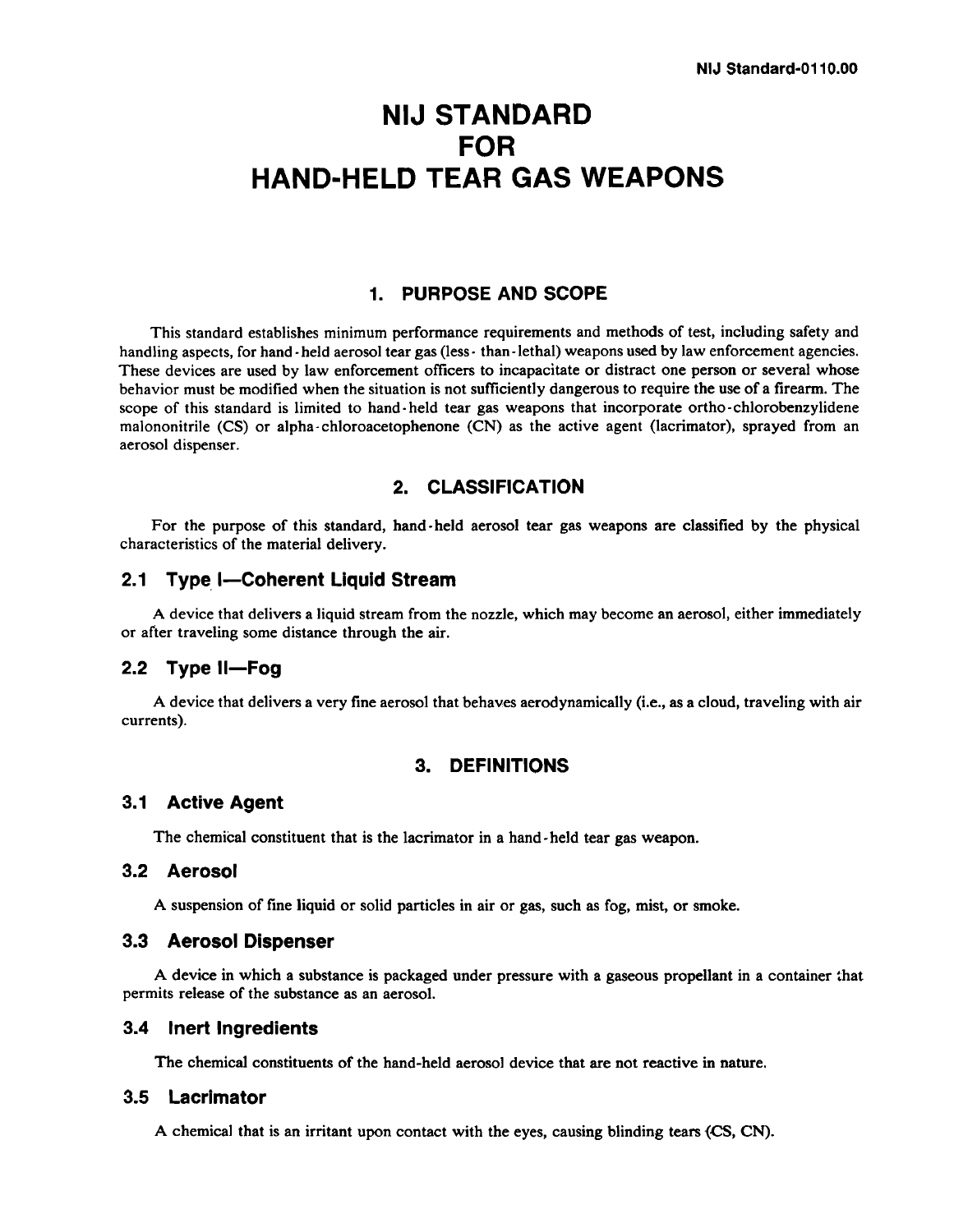# NIJ STANDARD FOR HAND-HELD TEAR GAS WEAPONS

## 1. PURPOSE AND SCOPE

This standard establishes minimum performance requirements and methods of test, including safety and handling aspects, for hand-held aerosol tear gas (less-than-lethal) weapons used by law enforcement agencies. These devices are used by law enforcement officers to incapacitate or distract one person or several whose behavior must be modified when the situation is not sufficiently dangerous to require the use of a firearm. The scope of this standard is limited to hand-held tear gas weapons that incorporate ortho-chlorobenzylidene malononitrile (CS) or alpha-chloroacetophenone (CN) as the active agent (lacrimator), sprayed from an aerosol dispenser.

## 2. CLASSIFICATION

For the purpose of this standard, hand-held aerosol tear gas weapons are classified by the physical characteristics of the material delivery.

### 2.1 Type I—Coherent Liquid Stream

A device that delivers a liquid stream from the nozzle, which may become an aerosol, either immediately or after traveling some distance through the air.

### 2.2 Type II—Fog

A device that delivers a very fine aerosol that behaves aerodynamically (i.e., as a cloud, traveling with air currents).

## 3. DEFINITIONS

### 3.1 Active Agent

The chemical constituent that is the lacrimator in a hand-held tear gas weapon.

### 3.2 Aerosol

A suspension of fine liquid or solid particles in air or gas, such as fog, mist, or smoke.

### 3.3 Aerosol Dispenser

A device in which a substance is packaged under pressure with a gaseous propellant in a container that permits release of the substance as an aerosol.

### 3.4 Inert Ingredients

The chemical constituents of the hand-held aerosol device that are not reactive in nature.

### 3.5 Lacrimator

A chemical that is an irritant upon contact with the eyes, causing blinding tears (CS, CN).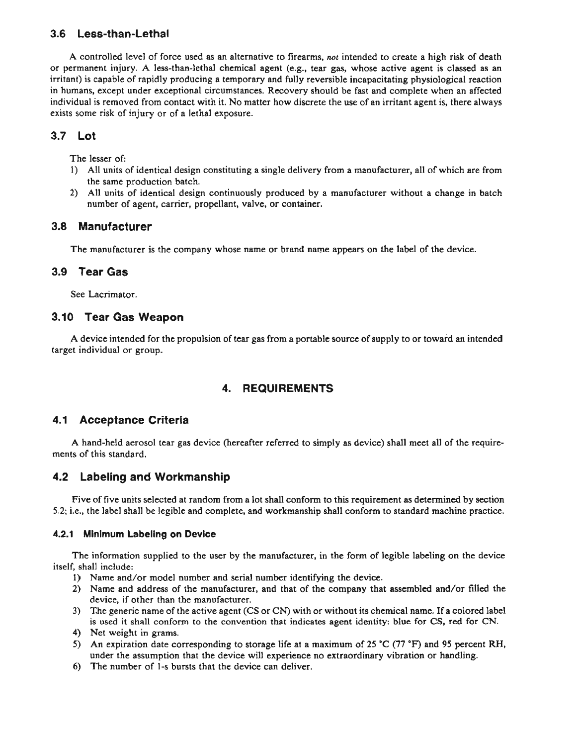## 3.6 Less-than-Lethal

A controlled level of force used as an alternative to firearms, *not* intended to create a high risk of death or permanent injury. A less-than-lethal chemical agent (e.g., tear gas, whose active agent is classed as an irritant) is capable of rapidly producing a temporary and fully reversible incapacitating physiological reaction in humans, except under exceptional circumstances. Recovery should be fast and complete when an affected individual is removed from contact with it. No matter how discrete the use of an irritant agent is, there always exists some risk of injury or of a lethal exposure.

## 3.7 Lot

The lesser of:

1) All units of identical design constituting a single delivery from a manufacturer, all of which are from the same production batch.
2) All units of identical design continuously produced by a manufacturer without a change in batch number of agent, carrier, propellant, valve, or container.

## 3.8 Manufacturer

The manufacturer is the company whose name or brand name appears on the label of the device.

## 3.9 Tear Gas

See Lacrimator.

## 3.10 Tear Gas Weapon

A device intended for the propulsion of tear gas from a portable source of supply to or toward an intended target individual or group.

# 4. REQUIREMENTS

## 4.1 Acceptance Criteria

A hand-held aerosol tear gas device (hereafter referred to simply as device) shall meet all of the requirements of this standard.

## 4.2 Labeling and Workmanship

Five of five units selected at random from a lot shall conform to this requirement as determined by section 5.2; i.e., the label shall be legible and complete, and workmanship shall conform to standard machine practice.

### 4.2.1 Minimum Labeling on Device

The information supplied to the user by the manufacturer, in the form of legible labeling on the device itself, shall include:

1) Name and/or model number and serial number identifying the device.
2) Name and address of the manufacturer, and that of the company that assembled and/or filled the device, if other than the manufacturer.
3) The generic name of the active agent (CS or CN) with or without its chemical name. If a colored label is used it shall conform to the convention that indicates agent identity: blue for CS, red for CN.
4) Net weight in grams.
5) An expiration date corresponding to storage life at a maximum of 25 °C (77 °F) and 95 percent RH, under the assumption that the device will experience no extraordinary vibration or handling.
6) The number of 1-s bursts that the device can deliver.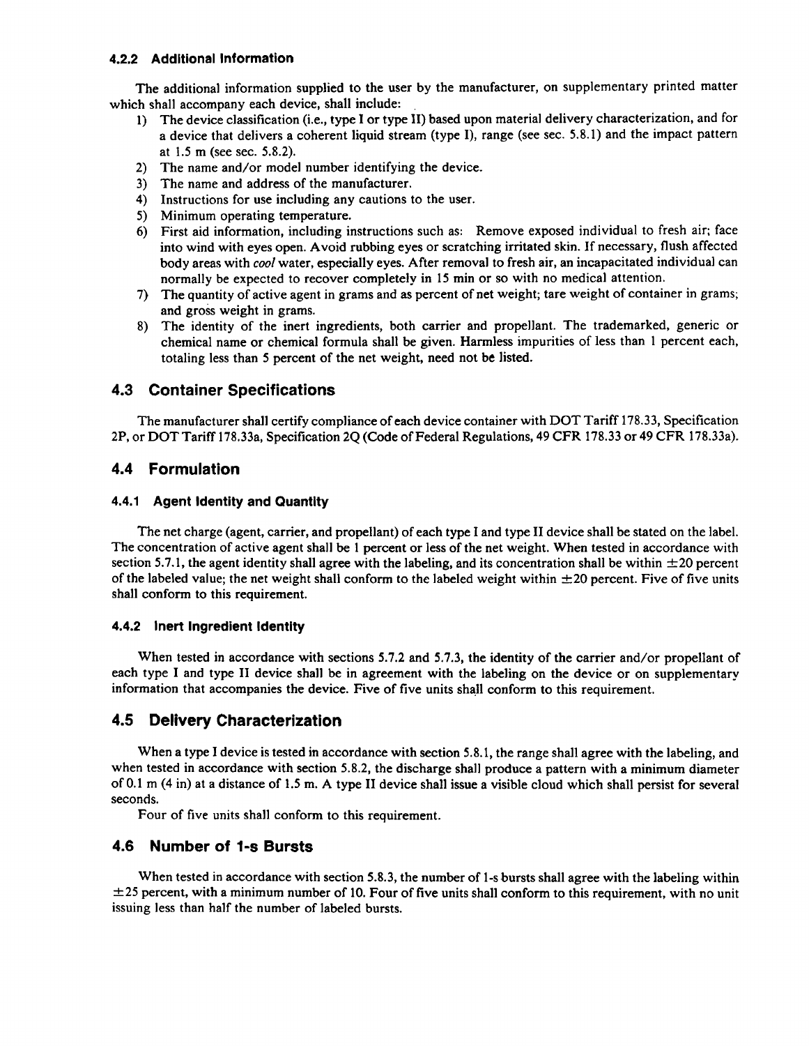#### 4.2.2 Additional Information

The additional information supplied to the user by the manufacturer, on supplementary printed matter which shall accompany each device, shall include:

1) The device classification (i.e., type I or type II) based upon material delivery characterization, and for a device that delivers a coherent liquid stream (type I), range (see sec. 5.8.1) and the impact pattern at 1.5 m (see sec. 5.8.2).
2) The name and/or model number identifying the device.
3) The name and address of the manufacturer.
4) Instructions for use including any cautions to the user.
5) Minimum operating temperature.
6) First aid information, including instructions such as: Remove exposed individual to fresh air; face into wind with eyes open. Avoid rubbing eyes or scratching irritated skin. If necessary, flush affected body areas with *cool* water, especially eyes. After removal to fresh air, an incapacitated individual can normally be expected to recover completely in 15 min or so with no medical attention.
7) The quantity of active agent in grams and as percent of net weight; tare weight of container in grams; and gross weight in grams.
8) The identity of the inert ingredients, both carrier and propellant. The trademarked, generic or chemical name or chemical formula shall be given. Harmless impurities of less than 1 percent each, totaling less than 5 percent of the net weight, need not be listed.

## 4.3 Container Specifications

The manufacturer shall certify compliance of each device container with DOT Tariff 178.33, Specification 2P, or DOT Tariff 178.33a, Specification 2Q (Code of Federal Regulations, 49 CFR 178.33 or 49 CFR 178.33a).

## 4.4 Formulation

#### 4.4.1 Agent Identity and Quantity

The net charge (agent, carrier, and propellant) of each type I and type II device shall be stated on the label. The concentration of active agent shall be 1 percent or less of the net weight. When tested in accordance with section 5.7.1, the agent identity shall agree with the labeling, and its concentration shall be within $\pm 20$ percent of the labeled value; the net weight shall conform to the labeled weight within $\pm 20$ percent. Five of five units shall conform to this requirement.

#### 4.4.2 Inert Ingredient Identity

When tested in accordance with sections 5.7.2 and 5.7.3, the identity of the carrier and/or propellant of each type I and type II device shall be in agreement with the labeling on the device or on supplementary information that accompanies the device. Five of five units shall conform to this requirement.

## 4.5 Delivery Characterization

When a type I device is tested in accordance with section 5.8.1, the range shall agree with the labeling, and when tested in accordance with section 5.8.2, the discharge shall produce a pattern with a minimum diameter of 0.1 m (4 in) at a distance of 1.5 m. A type II device shall issue a visible cloud which shall persist for several seconds.

Four of five units shall conform to this requirement.

## 4.6 Number of 1-s Bursts

When tested in accordance with section 5.8.3, the number of 1-s bursts shall agree with the labeling within $\pm 25$ percent, with a minimum number of 10. Four of five units shall conform to this requirement, with no unit issuing less than half the number of labeled bursts.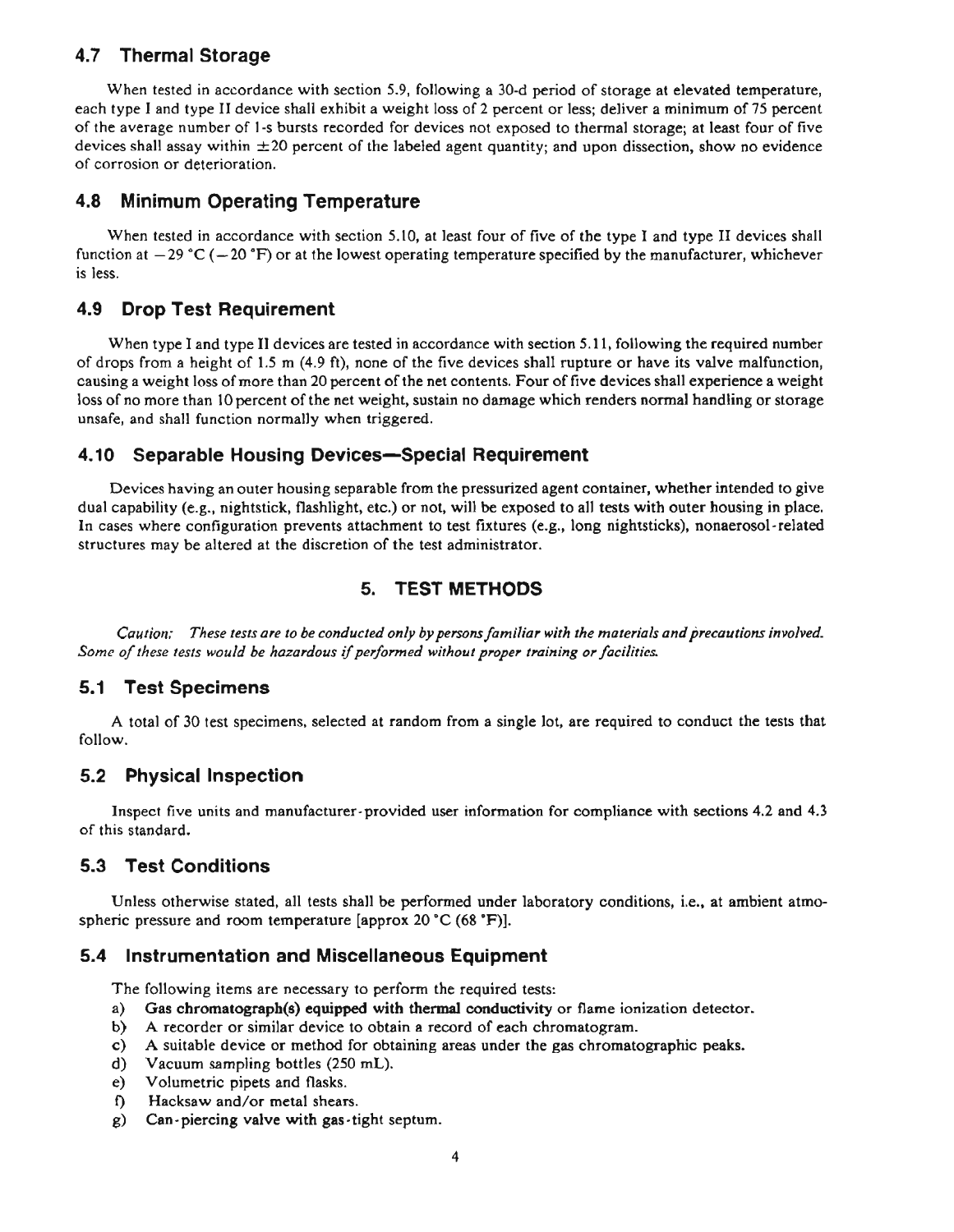## 4.7 Thermal Storage

When tested in accordance with section 5.9, following a 30-d period of storage at elevated temperature, each type I and type II device shall exhibit a weight loss of 2 percent or less; deliver a minimum of 75 percent of the average number of 1-s bursts recorded for devices not exposed to thermal storage; at least four of five devices shall assay within ±20 percent of the labeled agent quantity; and upon dissection, show no evidence of corrosion or deterioration.

## 4.8 Minimum Operating Temperature

When tested in accordance with section 5.10, at least four of five of the type I and type II devices shall function at −29 °C (−20 °F) or at the lowest operating temperature specified by the manufacturer, whichever is less.

## 4.9 Drop Test Requirement

When type I and type II devices are tested in accordance with section 5.11, following the required number of drops from a height of 1.5 m (4.9 ft), none of the five devices shall rupture or have its valve malfunction, causing a weight loss of more than 20 percent of the net contents. Four of five devices shall experience a weight loss of no more than 10 percent of the net weight, sustain no damage which renders normal handling or storage unsafe, and shall function normally when triggered.

## 4.10 Separable Housing Devices—Special Requirement

Devices having an outer housing separable from the pressurized agent container, whether intended to give dual capability (e.g., nightstick, flashlight, etc.) or not, will be exposed to all tests with outer housing in place. In cases where configuration prevents attachment to test fixtures (e.g., long nightsticks), nonaerosol-related structures may be altered at the discretion of the test administrator.

# 5. TEST METHODS

*Caution: These tests are to be conducted only by persons familiar with the materials and precautions involved. Some of these tests would be hazardous if performed without proper training or facilities.*

## 5.1 Test Specimens

A total of 30 test specimens, selected at random from a single lot, are required to conduct the tests that follow.

## 5.2 Physical Inspection

Inspect five units and manufacturer-provided user information for compliance with sections 4.2 and 4.3 of this standard.

## 5.3 Test Conditions

Unless otherwise stated, all tests shall be performed under laboratory conditions, i.e., at ambient atmospheric pressure and room temperature [approx 20 °C (68 °F)].

## 5.4 Instrumentation and Miscellaneous Equipment

The following items are necessary to perform the required tests:

a) Gas chromatograph(s) equipped with thermal conductivity or flame ionization detector.
b) A recorder or similar device to obtain a record of each chromatogram.
c) A suitable device or method for obtaining areas under the gas chromatographic peaks.
d) Vacuum sampling bottles (250 mL).
e) Volumetric pipets and flasks.
f) Hacksaw and/or metal shears.
g) Can-piercing valve with gas-tight septum.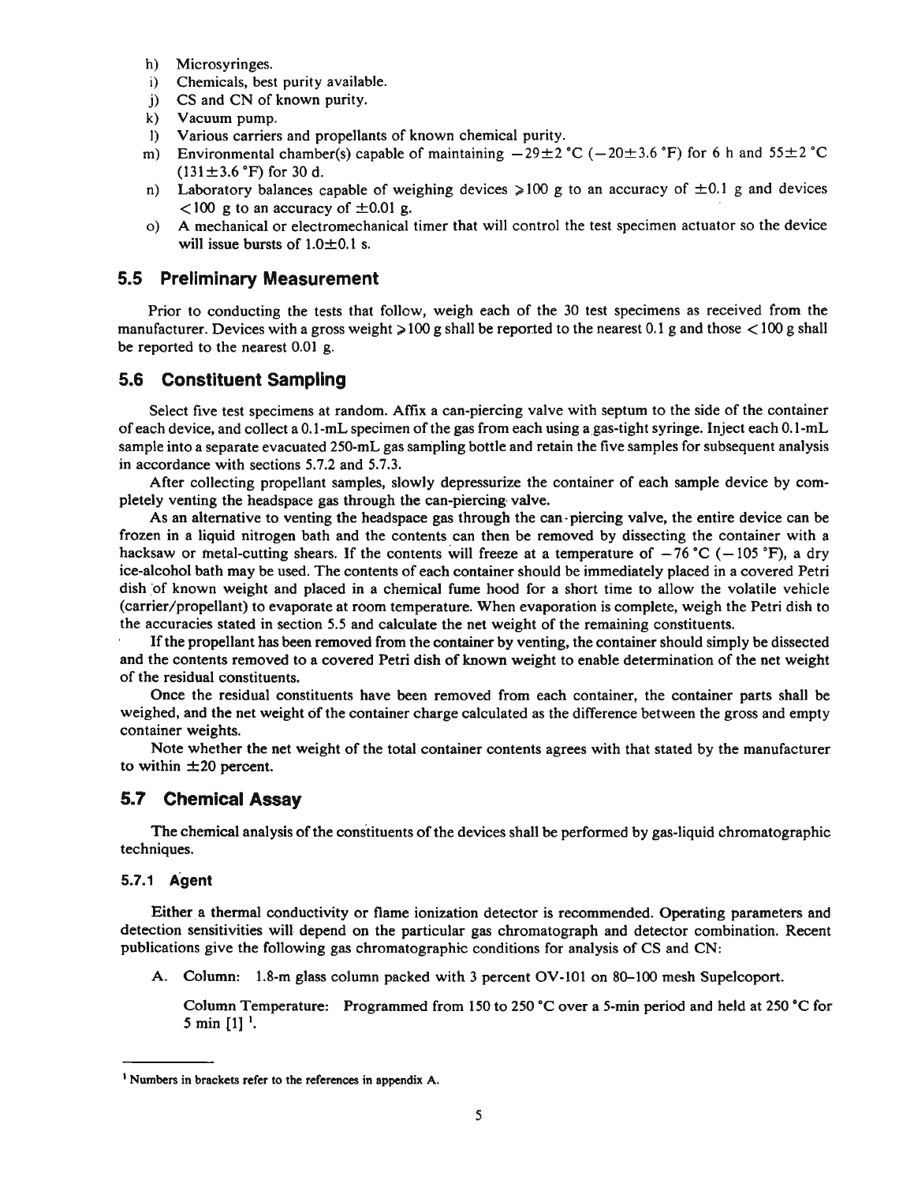h) Microsyringes.
i) Chemicals, best purity available.
j) CS and CN of known purity.
k) Vacuum pump.
l) Various carriers and propellants of known chemical purity.
m) Environmental chamber(s) capable of maintaining $-29\pm2$ °C ($-20\pm3.6$ °F) for 6 h and $55\pm2$ °C ($131\pm3.6$ °F) for 30 d.
n) Laboratory balances capable of weighing devices $\geq100$ g to an accuracy of $\pm0.1$ g and devices $<100$ g to an accuracy of $\pm0.01$ g.
o) A mechanical or electromechanical timer that will control the test specimen actuator so the device will issue bursts of $1.0\pm0.1$ s.

## 5.5 Preliminary Measurement

Prior to conducting the tests that follow, weigh each of the 30 test specimens as received from the manufacturer. Devices with a gross weight $\geq100$ g shall be reported to the nearest 0.1 g and those $<100$ g shall be reported to the nearest 0.01 g.

## 5.6 Constituent Sampling

Select five test specimens at random. Affix a can-piercing valve with septum to the side of the container of each device, and collect a 0.1-mL specimen of the gas from each using a gas-tight syringe. Inject each 0.1-mL sample into a separate evacuated 250-mL gas sampling bottle and retain the five samples for subsequent analysis in accordance with sections 5.7.2 and 5.7.3.

After collecting propellant samples, slowly depressurize the container of each sample device by completely venting the headspace gas through the can-piercing valve.

As an alternative to venting the headspace gas through the can-piercing valve, the entire device can be frozen in a liquid nitrogen bath and the contents can then be removed by dissecting the container with a hacksaw or metal-cutting shears. If the contents will freeze at a temperature of $-76$ °C ($-105$ °F), a dry ice-alcohol bath may be used. The contents of each container should be immediately placed in a covered Petri dish of known weight and placed in a chemical fume hood for a short time to allow the volatile vehicle (carrier/propellant) to evaporate at room temperature. When evaporation is complete, weigh the Petri dish to the accuracies stated in section 5.5 and calculate the net weight of the remaining constituents.

If the propellant has been removed from the container by venting, the container should simply be dissected and the contents removed to a covered Petri dish of known weight to enable determination of the net weight of the residual constituents.

Once the residual constituents have been removed from each container, the container parts shall be weighed, and the net weight of the container charge calculated as the difference between the gross and empty container weights.

Note whether the net weight of the total container contents agrees with that stated by the manufacturer to within $\pm20$ percent.

## 5.7 Chemical Assay

The chemical analysis of the constituents of the devices shall be performed by gas-liquid chromatographic techniques.

### 5.7.1 Agent

Either a thermal conductivity or flame ionization detector is recommended. Operating parameters and detection sensitivities will depend on the particular gas chromatograph and detector combination. Recent publications give the following gas chromatographic conditions for analysis of CS and CN:

A. Column: 1.8-m glass column packed with 3 percent OV-101 on 80–100 mesh Supelcoport.

Column Temperature: Programmed from 150 to 250 °C over a 5-min period and held at 250 °C for 5 min [1] [1].

---

[1] Numbers in brackets refer to the references in appendix A.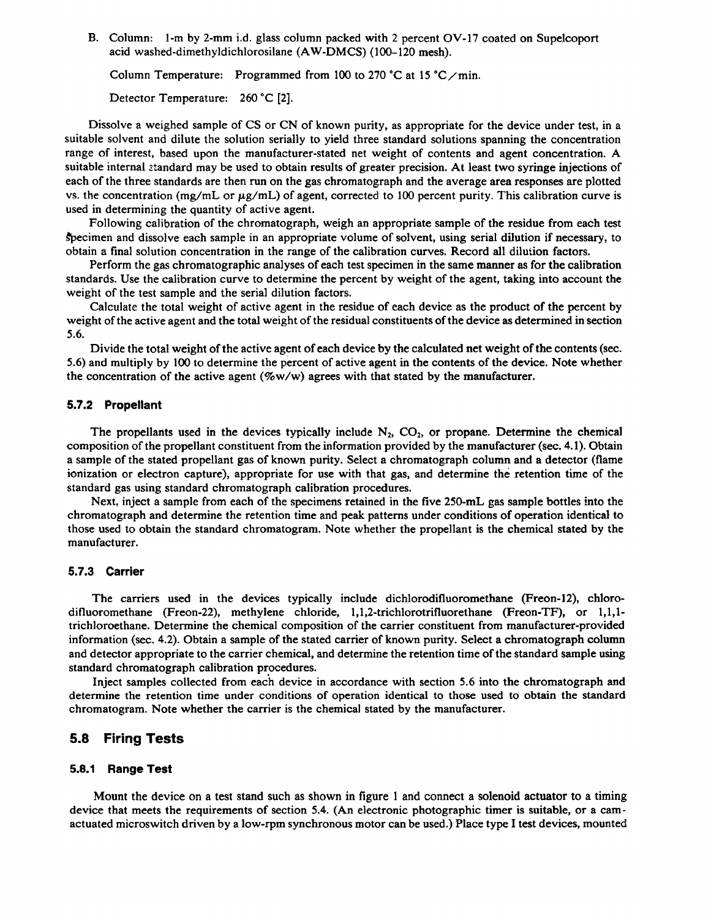B. Column: 1-m by 2-mm i.d. glass column packed with 2 percent OV-17 coated on Supelcoport acid washed-dimethyldichlorosilane (AW-DMCS) (100–120 mesh).

Column Temperature: Programmed from 100 to 270 °C at 15 °C/min.

Detector Temperature: 260 °C [2].

Dissolve a weighed sample of CS or CN of known purity, as appropriate for the device under test, in a suitable solvent and dilute the solution serially to yield three standard solutions spanning the concentration range of interest, based upon the manufacturer-stated net weight of contents and agent concentration. A suitable internal standard may be used to obtain results of greater precision. At least two syringe injections of each of the three standards are then run on the gas chromatograph and the average area responses are plotted vs. the concentration (mg/mL or μg/mL) of agent, corrected to 100 percent purity. This calibration curve is used in determining the quantity of active agent.

Following calibration of the chromatograph, weigh an appropriate sample of the residue from each test specimen and dissolve each sample in an appropriate volume of solvent, using serial dilution if necessary, to obtain a final solution concentration in the range of the calibration curves. Record all dilution factors.

Perform the gas chromatographic analyses of each test specimen in the same manner as for the calibration standards. Use the calibration curve to determine the percent by weight of the agent, taking into account the weight of the test sample and the serial dilution factors.

Calculate the total weight of active agent in the residue of each device as the product of the percent by weight of the active agent and the total weight of the residual constituents of the device as determined in section 5.6.

Divide the total weight of the active agent of each device by the calculated net weight of the contents (sec. 5.6) and multiply by 100 to determine the percent of active agent in the contents of the device. Note whether the concentration of the active agent (%w/w) agrees with that stated by the manufacturer.

### 5.7.2 Propellant

The propellants used in the devices typically include $N_2$, $CO_2$, or propane. Determine the chemical composition of the propellant constituent from the information provided by the manufacturer (sec. 4.1). Obtain a sample of the stated propellant gas of known purity. Select a chromatograph column and a detector (flame ionization or electron capture), appropriate for use with that gas, and determine the retention time of the standard gas using standard chromatograph calibration procedures.

Next, inject a sample from each of the specimens retained in the five 250-mL gas sample bottles into the chromatograph and determine the retention time and peak patterns under conditions of operation identical to those used to obtain the standard chromatogram. Note whether the propellant is the chemical stated by the manufacturer.

### 5.7.3 Carrier

The carriers used in the devices typically include dichlorodifluoromethane (Freon-12), chlorodifluoromethane (Freon-22), methylene chloride, 1,1,2-trichlorotrifluorethane (Freon-TF), or 1,1,1-trichloroethane. Determine the chemical composition of the carrier constituent from manufacturer-provided information (sec. 4.2). Obtain a sample of the stated carrier of known purity. Select a chromatograph column and detector appropriate to the carrier chemical, and determine the retention time of the standard sample using standard chromatograph calibration procedures.

Inject samples collected from each device in accordance with section 5.6 into the chromatograph and determine the retention time under conditions of operation identical to those used to obtain the standard chromatogram. Note whether the carrier is the chemical stated by the manufacturer.

## 5.8 Firing Tests

### 5.8.1 Range Test

Mount the device on a test stand such as shown in figure 1 and connect a solenoid actuator to a timing device that meets the requirements of section 5.4. (An electronic photographic timer is suitable, or a cam-actuated microswitch driven by a low-rpm synchronous motor can be used.) Place type I test devices, mounted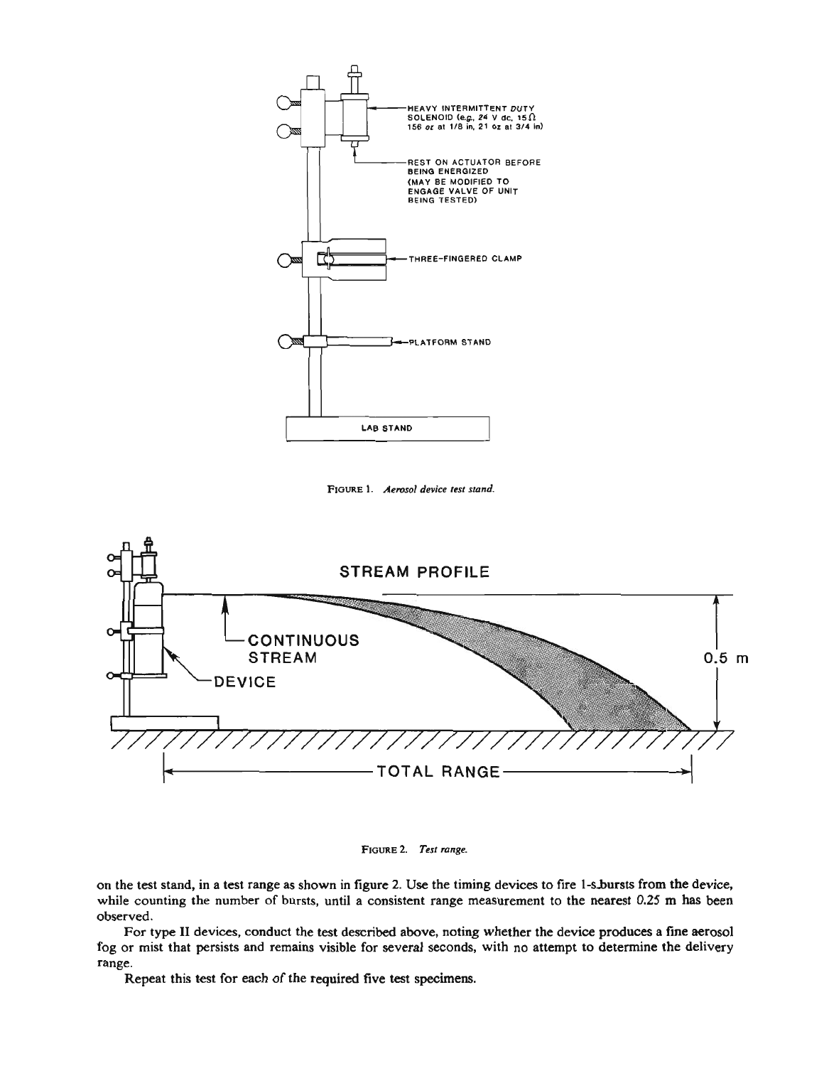FIGURE 1. *Aerosol device test stand.*

FIGURE 2. *Test range.*

on the test stand, in a test range as shown in figure 2. Use the timing devices to fire 1-s bursts from the device, while counting the number of bursts, until a consistent range measurement to the nearest 0.25 m has been observed.

For type II devices, conduct the test described above, noting whether the device produces a fine aerosol fog or mist that persists and remains visible for several seconds, with no attempt to determine the delivery range.

Repeat this test for each of the required five test specimens.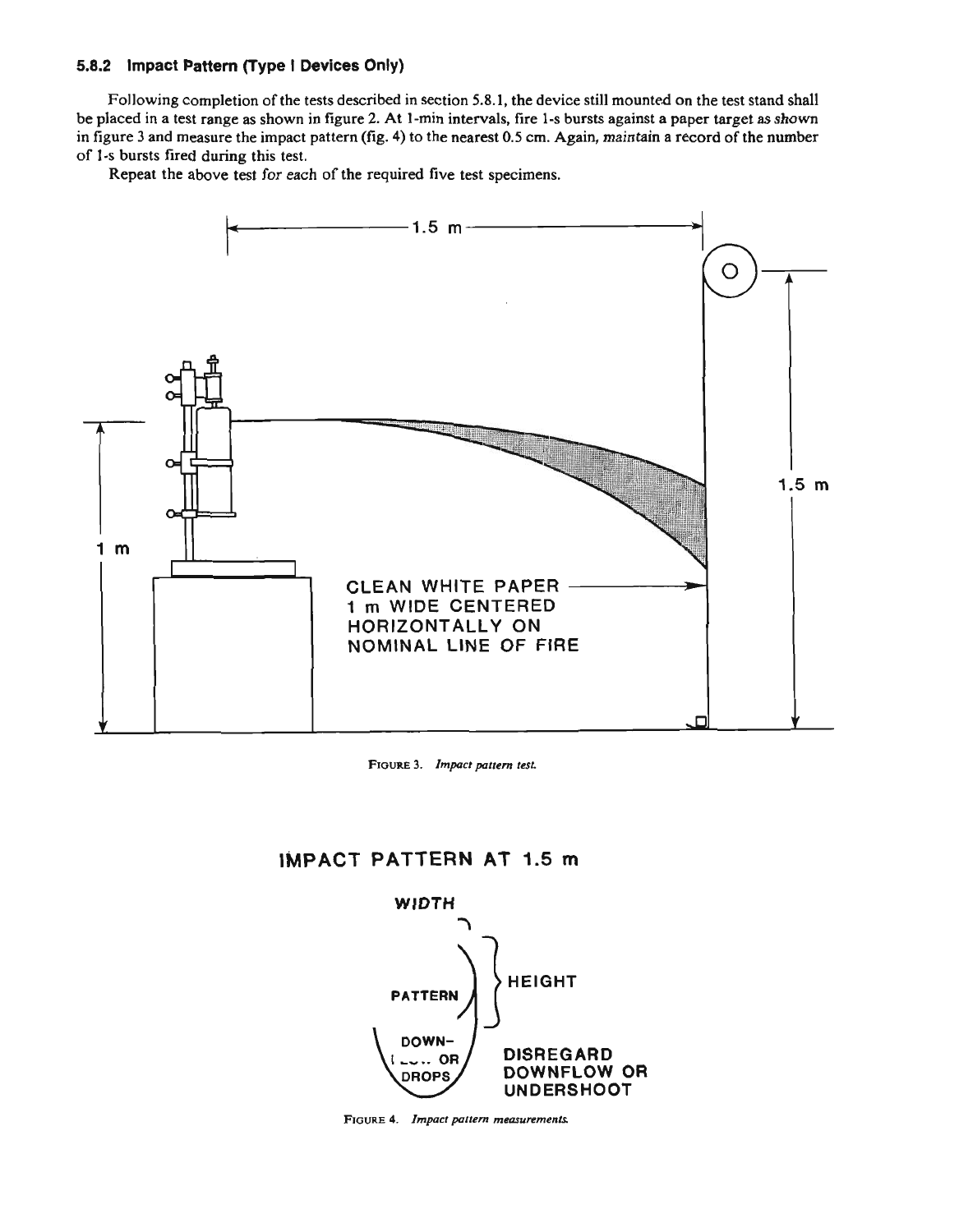### 5.8.2 Impact Pattern (Type I Devices Only)

Following completion of the tests described in section 5.8.1, the device still mounted on the test stand shall be placed in a test range as shown in figure 2. At 1-min intervals, fire 1-s bursts against a paper target as shown in figure 3 and measure the impact pattern (fig. 4) to the nearest 0.5 cm. Again, maintain a record of the number of 1-s bursts fired during this test.

Repeat the above test for each of the required five test specimens.

FIGURE 3. *Impact pattern test.*

FIGURE 4. *Impact pattern measurements.*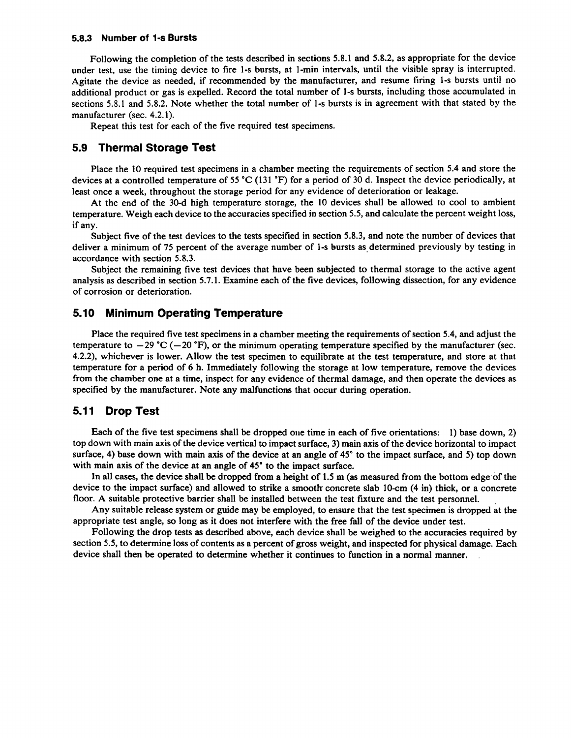#### 5.8.3 Number of 1-s Bursts

Following the completion of the tests described in sections 5.8.1 and 5.8.2, as appropriate for the device under test, use the timing device to fire 1-s bursts, at 1-min intervals, until the visible spray is interrupted. Agitate the device as needed, if recommended by the manufacturer, and resume firing 1-s bursts until no additional product or gas is expelled. Record the total number of 1-s bursts, including those accumulated in sections 5.8.1 and 5.8.2. Note whether the total number of 1-s bursts is in agreement with that stated by the manufacturer (sec. 4.2.1).

Repeat this test for each of the five required test specimens.

### 5.9 Thermal Storage Test

Place the 10 required test specimens in a chamber meeting the requirements of section 5.4 and store the devices at a controlled temperature of 55 °C (131 °F) for a period of 30 d. Inspect the device periodically, at least once a week, throughout the storage period for any evidence of deterioration or leakage.

At the end of the 30-d high temperature storage, the 10 devices shall be allowed to cool to ambient temperature. Weigh each device to the accuracies specified in section 5.5, and calculate the percent weight loss, if any.

Subject five of the test devices to the tests specified in section 5.8.3, and note the number of devices that deliver a minimum of 75 percent of the average number of 1-s bursts as determined previously by testing in accordance with section 5.8.3.

Subject the remaining five test devices that have been subjected to thermal storage to the active agent analysis as described in section 5.7.1. Examine each of the five devices, following dissection, for any evidence of corrosion or deterioration.

### 5.10 Minimum Operating Temperature

Place the required five test specimens in a chamber meeting the requirements of section 5.4, and adjust the temperature to −29 °C (−20 °F), or the minimum operating temperature specified by the manufacturer (sec. 4.2.2), whichever is lower. Allow the test specimen to equilibrate at the test temperature, and store at that temperature for a period of 6 h. Immediately following the storage at low temperature, remove the devices from the chamber one at a time, inspect for any evidence of thermal damage, and then operate the devices as specified by the manufacturer. Note any malfunctions that occur during operation.

### 5.11 Drop Test

Each of the five test specimens shall be dropped one time in each of five orientations: 1) base down, 2) top down with main axis of the device vertical to impact surface, 3) main axis of the device horizontal to impact surface, 4) base down with main axis of the device at an angle of 45° to the impact surface, and 5) top down with main axis of the device at an angle of 45° to the impact surface.

In all cases, the device shall be dropped from a height of 1.5 m (as measured from the bottom edge of the device to the impact surface) and allowed to strike a smooth concrete slab 10-cm (4 in) thick, or a concrete floor. A suitable protective barrier shall be installed between the test fixture and the test personnel.

Any suitable release system or guide may be employed, to ensure that the test specimen is dropped at the appropriate test angle, so long as it does not interfere with the free fall of the device under test.

Following the drop tests as described above, each device shall be weighed to the accuracies required by section 5.5, to determine loss of contents as a percent of gross weight, and inspected for physical damage. Each device shall then be operated to determine whether it continues to function in a normal manner.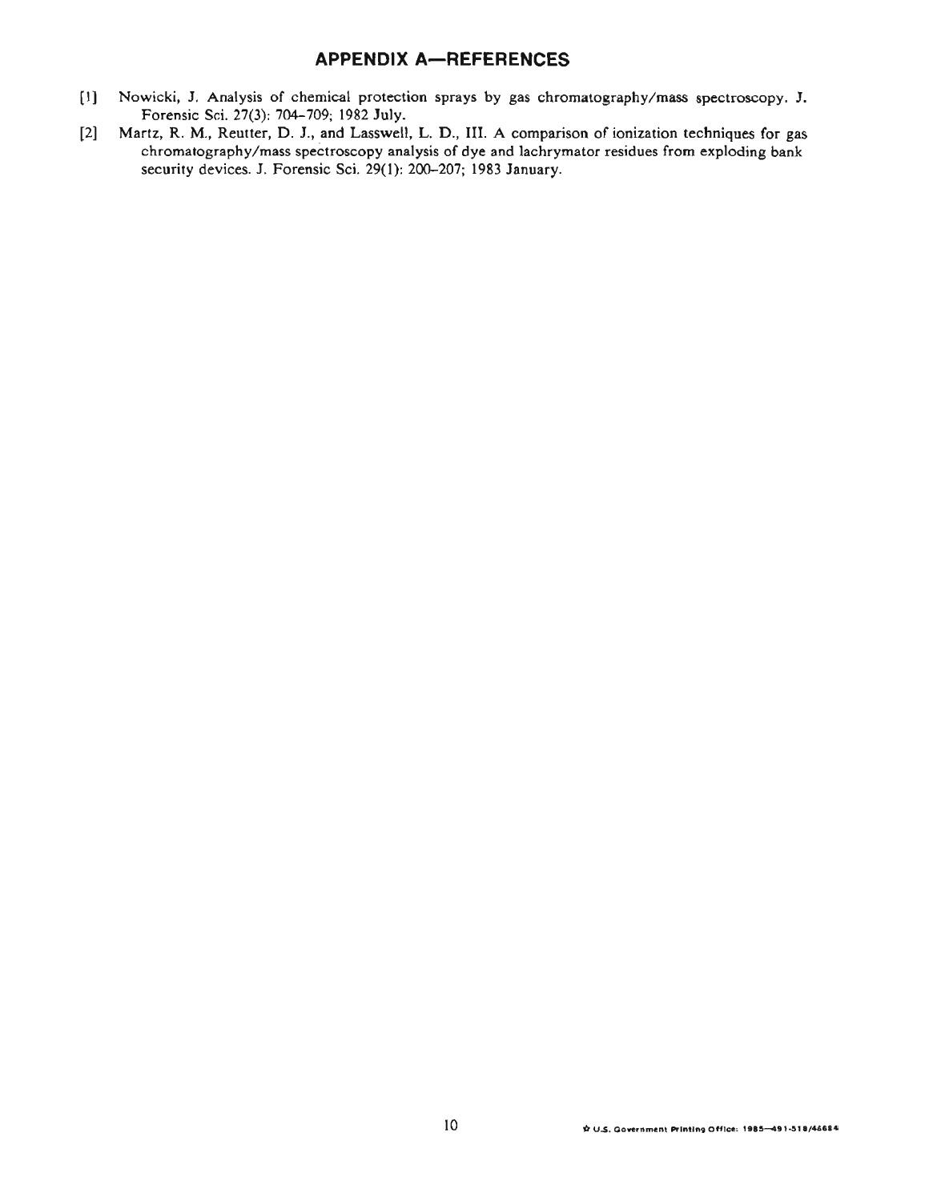## APPENDIX A—REFERENCES

[1] Nowicki, J. Analysis of chemical protection sprays by gas chromatography/mass spectroscopy. J. Forensic Sci. 27(3): 704–709; 1982 July.

[2] Martz, R. M., Reutter, D. J., and Lasswell, L. D., III. A comparison of ionization techniques for gas chromatography/mass spectroscopy analysis of dye and lachrymator residues from exploding bank security devices. J. Forensic Sci. 29(1): 200–207; 1983 January.

☆ U.S. Government Printing Office: 1985—491-518/46684